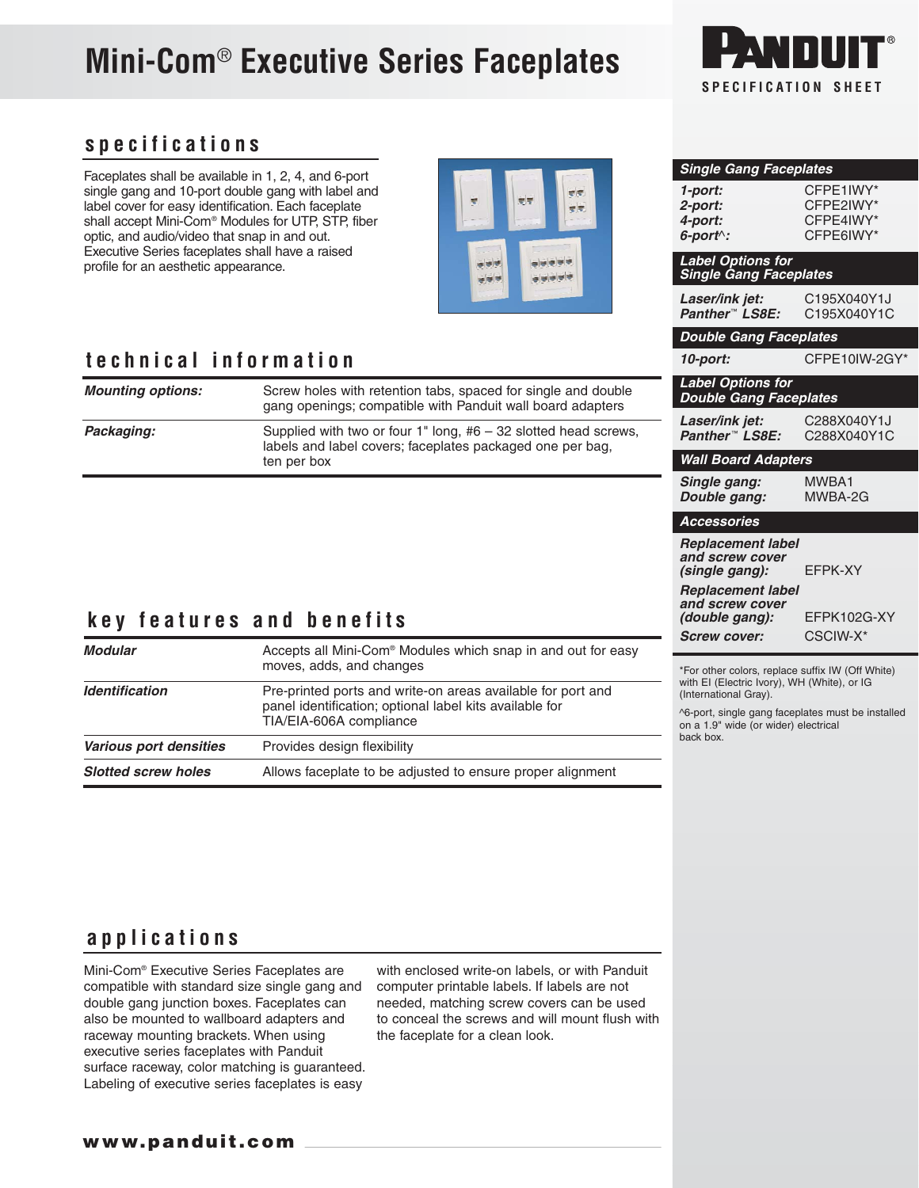# Mini-Com® Executive Series Faceplates

PANDUIT®
SPECIFICATION SHEET

## specifications

Faceplates shall be available in 1, 2, 4, and 6-port single gang and 10-port double gang with label and label cover for easy identification. Each faceplate shall accept Mini-Com® Modules for UTP, STP, fiber optic, and audio/video that snap in and out. Executive Series faceplates shall have a raised profile for an aesthetic appearance.

## technical information

| | |
|---|---|
| ***Mounting options:*** | Screw holes with retention tabs, spaced for single and double gang openings; compatible with Panduit wall board adapters |
| ***Packaging:*** | Supplied with two or four 1" long, #6 – 32 slotted head screws, labels and label covers; faceplates packaged one per bag, ten per box |

## key features and benefits

| | |
|---|---|
| ***Modular*** | Accepts all Mini-Com® Modules which snap in and out for easy moves, adds, and changes |
| ***Identification*** | Pre-printed ports and write-on areas available for port and panel identification; optional label kits available for TIA/EIA-606A compliance |
| ***Various port densities*** | Provides design flexibility |
| ***Slotted screw holes*** | Allows faceplate to be adjusted to ensure proper alignment |

## applications

Mini-Com® Executive Series Faceplates are compatible with standard size single gang and double gang junction boxes. Faceplates can also be mounted to wallboard adapters and raceway mounting brackets. When using executive series faceplates with Panduit surface raceway, color matching is guaranteed. Labeling of executive series faceplates is easy with enclosed write-on labels, or with Panduit computer printable labels. If labels are not needed, matching screw covers can be used to conceal the screws and will mount flush with the faceplate for a clean look.

**www.panduit.com**

### Single Gang Faceplates

| | |
|---|---|
| ***1-port:*** | CFPE1IWY* |
| ***2-port:*** | CFPE2IWY* |
| ***4-port:*** | CFPE4IWY* |
| ***6-port^:*** | CFPE6IWY* |

### Label Options for Single Gang Faceplates

| | |
|---|---|
| ***Laser/ink jet:*** | C195X040Y1J |
| ***Panther™ LS8E:*** | C195X040Y1C |

### Double Gang Faceplates

| | |
|---|---|
| ***10-port:*** | CFPE10IW-2GY* |

### Label Options for Double Gang Faceplates

| | |
|---|---|
| ***Laser/ink jet:*** | C288X040Y1J |
| ***Panther™ LS8E:*** | C288X040Y1C |

### Wall Board Adapters

| | |
|---|---|
| ***Single gang:*** | MWBA1 |
| ***Double gang:*** | MWBA-2G |

### Accessories

| | |
|---|---|
| ***Replacement label and screw cover (single gang):*** | EFPK-XY |
| ***Replacement label and screw cover (double gang):*** | EFPK102G-XY |
| ***Screw cover:*** | CSCIW-X* |

*For other colors, replace suffix IW (Off White) with EI (Electric Ivory), WH (White), or IG (International Gray).

^6-port, single gang faceplates must be installed on a 1.9" wide (or wider) electrical back box.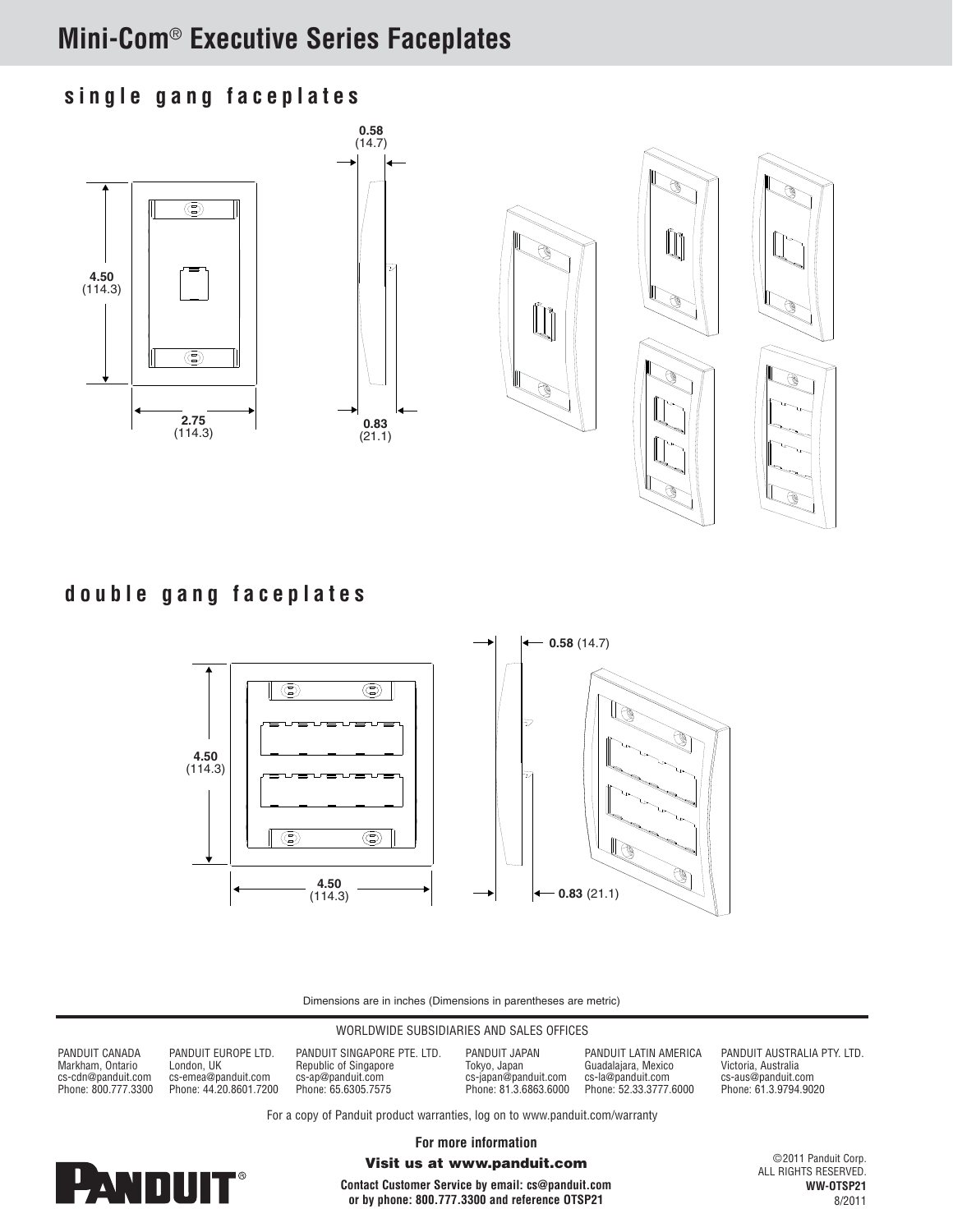# Mini-Com® Executive Series Faceplates

## single gang faceplates

4.50
(114.3)

2.75
(114.3)

0.58
(14.7)

0.83
(21.1)

## double gang faceplates

4.50
(114.3)

4.50
(114.3)

**0.58** (14.7)

**0.83** (21.1)

Dimensions are in inches (Dimensions in parentheses are metric)

WORLDWIDE SUBSIDIARIES AND SALES OFFICES

PANDUIT CANADA
Markham, Ontario
cs-cdn@panduit.com
Phone: 800.777.3300

PANDUIT EUROPE LTD.
London, UK
cs-emea@panduit.com
Phone: 44.20.8601.7200

PANDUIT SINGAPORE PTE. LTD.
Republic of Singapore
cs-ap@panduit.com
Phone: 65.6305.7575

PANDUIT JAPAN
Tokyo, Japan
cs-japan@panduit.com
Phone: 81.3.6863.6000

PANDUIT LATIN AMERICA
Guadalajara, Mexico
cs-la@panduit.com
Phone: 52.33.3777.6000

PANDUIT AUSTRALIA PTY. LTD.
Victoria, Australia
cs-aus@panduit.com
Phone: 61.3.9794.9020

For a copy of Panduit product warranties, log on to www.panduit.com/warranty

**For more information**

**Visit us at www.panduit.com**

**Contact Customer Service by email: cs@panduit.com or by phone: 800.777.3300 and reference OTSP21**

PANDUIT®

©2011 Panduit Corp.
ALL RIGHTS RESERVED.
**WW-OTSP21**
8/2011